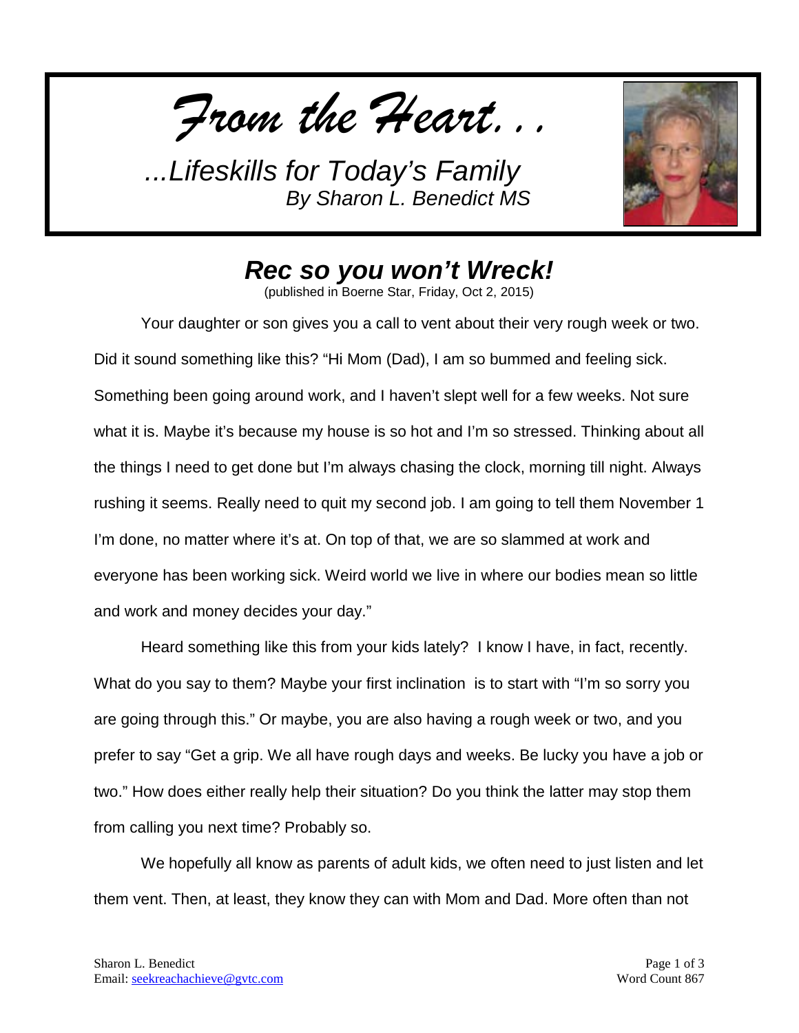*From the Heart...*

*...Lifeskills for Today's Family*
*By Sharon L. Benedict MS*

# *Rec so you won't Wreck!*

(published in Boerne Star, Friday, Oct 2, 2015)

Your daughter or son gives you a call to vent about their very rough week or two. Did it sound something like this? "Hi Mom (Dad), I am so bummed and feeling sick. Something been going around work, and I haven't slept well for a few weeks. Not sure what it is. Maybe it's because my house is so hot and I'm so stressed. Thinking about all the things I need to get done but I'm always chasing the clock, morning till night. Always rushing it seems. Really need to quit my second job. I am going to tell them November 1 I'm done, no matter where it's at. On top of that, we are so slammed at work and everyone has been working sick. Weird world we live in where our bodies mean so little and work and money decides your day."

Heard something like this from your kids lately? I know I have, in fact, recently. What do you say to them? Maybe your first inclination is to start with "I'm so sorry you are going through this." Or maybe, you are also having a rough week or two, and you prefer to say "Get a grip. We all have rough days and weeks. Be lucky you have a job or two." How does either really help their situation? Do you think the latter may stop them from calling you next time? Probably so.

We hopefully all know as parents of adult kids, we often need to just listen and let them vent. Then, at least, they know they can with Mom and Dad. More often than not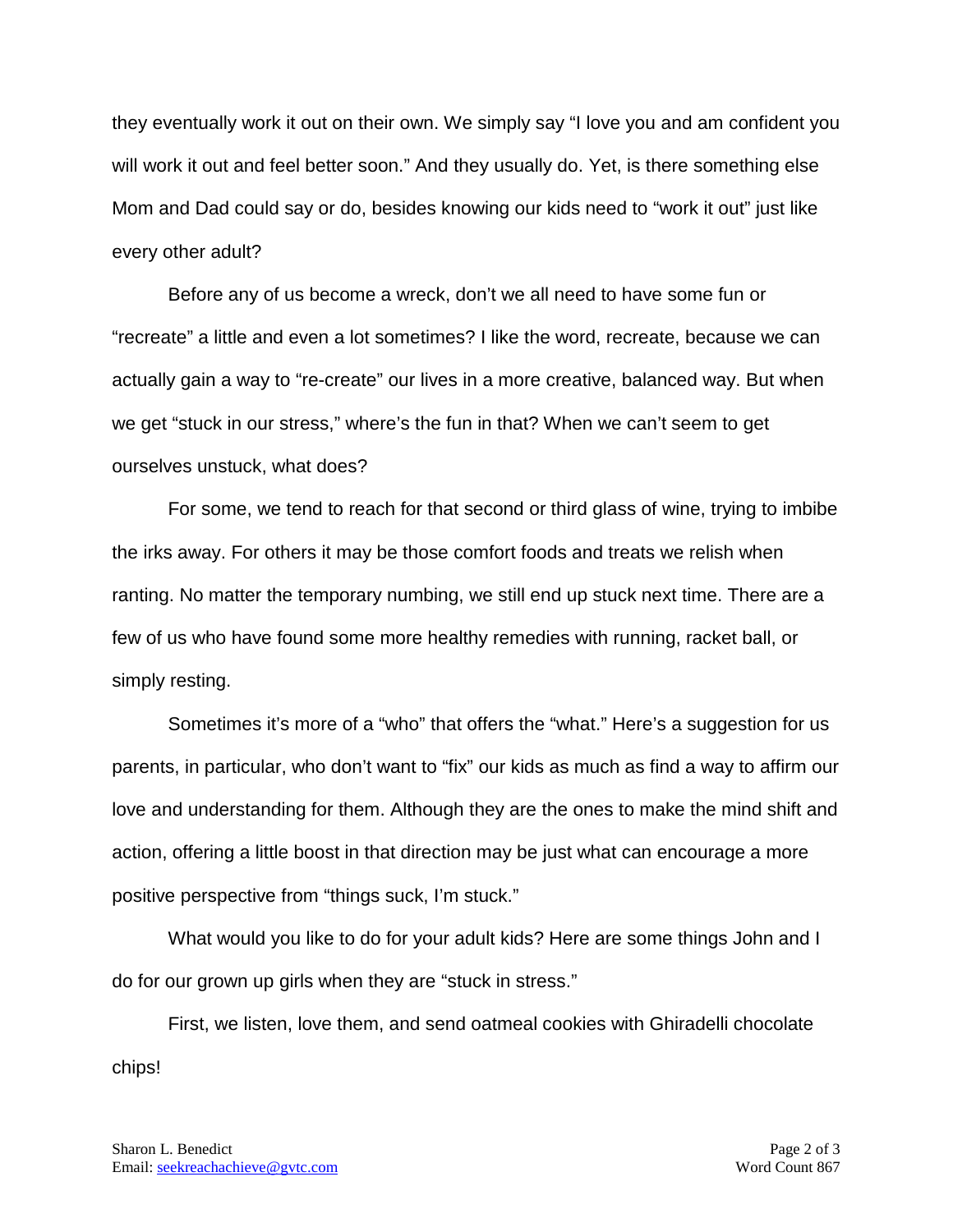they eventually work it out on their own. We simply say "I love you and am confident you will work it out and feel better soon." And they usually do. Yet, is there something else Mom and Dad could say or do, besides knowing our kids need to "work it out" just like every other adult?

Before any of us become a wreck, don't we all need to have some fun or "recreate" a little and even a lot sometimes? I like the word, recreate, because we can actually gain a way to "re-create" our lives in a more creative, balanced way. But when we get "stuck in our stress," where's the fun in that? When we can't seem to get ourselves unstuck, what does?

For some, we tend to reach for that second or third glass of wine, trying to imbibe the irks away. For others it may be those comfort foods and treats we relish when ranting. No matter the temporary numbing, we still end up stuck next time. There are a few of us who have found some more healthy remedies with running, racket ball, or simply resting.

Sometimes it's more of a "who" that offers the "what." Here's a suggestion for us parents, in particular, who don't want to "fix" our kids as much as find a way to affirm our love and understanding for them. Although they are the ones to make the mind shift and action, offering a little boost in that direction may be just what can encourage a more positive perspective from "things suck, I'm stuck."

What would you like to do for your adult kids? Here are some things John and I do for our grown up girls when they are "stuck in stress."

First, we listen, love them, and send oatmeal cookies with Ghiradelli chocolate chips!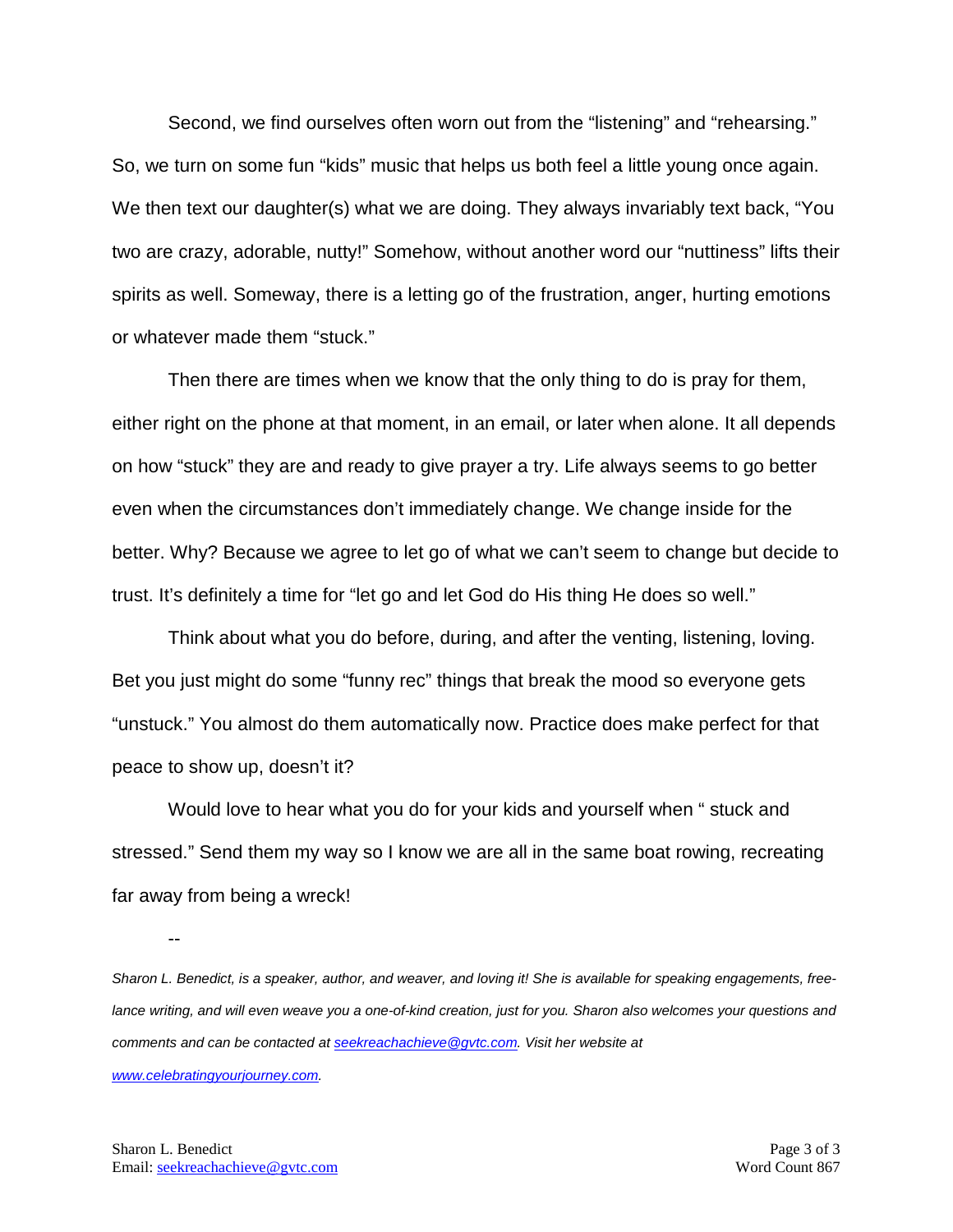Second, we find ourselves often worn out from the “listening” and “rehearsing.” So, we turn on some fun “kids” music that helps us both feel a little young once again. We then text our daughter(s) what we are doing. They always invariably text back, “You two are crazy, adorable, nutty!” Somehow, without another word our “nuttiness” lifts their spirits as well. Someway, there is a letting go of the frustration, anger, hurting emotions or whatever made them “stuck.”

Then there are times when we know that the only thing to do is pray for them, either right on the phone at that moment, in an email, or later when alone. It all depends on how “stuck” they are and ready to give prayer a try. Life always seems to go better even when the circumstances don’t immediately change. We change inside for the better. Why? Because we agree to let go of what we can’t seem to change but decide to trust. It’s definitely a time for “let go and let God do His thing He does so well.”

Think about what you do before, during, and after the venting, listening, loving. Bet you just might do some “funny rec” things that break the mood so everyone gets “unstuck.” You almost do them automatically now. Practice does make perfect for that peace to show up, doesn’t it?

Would love to hear what you do for your kids and yourself when “ stuck and stressed.” Send them my way so I know we are all in the same boat rowing, recreating far away from being a wreck!

--

*Sharon L. Benedict, is a speaker, author, and weaver, and loving it! She is available for speaking engagements, free-lance writing, and will even weave you a one-of-kind creation, just for you. Sharon also welcomes your questions and comments and can be contacted at [seekreachachieve@gvtc.com](mailto:seekreachachieve@gvtc.com). Visit her website at [www.celebratingyourjourney.com](http://www.celebratingyourjourney.com).*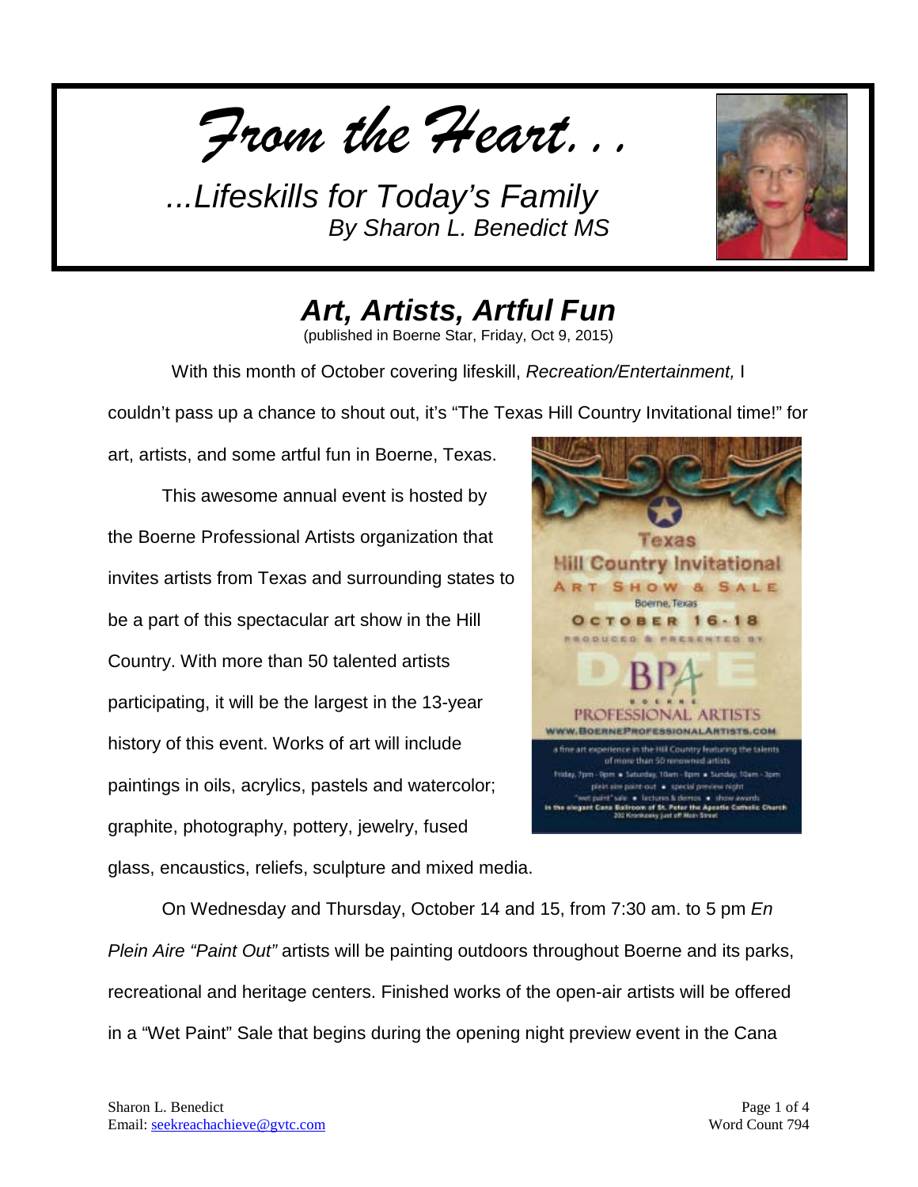*From the Heart...*

*...Lifeskills for Today's Family*
*By Sharon L. Benedict MS*

## *Art, Artists, Artful Fun*

(published in Boerne Star, Friday, Oct 9, 2015)

With this month of October covering lifeskill, *Recreation/Entertainment,* I couldn't pass up a chance to shout out, it's "The Texas Hill Country Invitational time!" for art, artists, and some artful fun in Boerne, Texas.

This awesome annual event is hosted by the Boerne Professional Artists organization that invites artists from Texas and surrounding states to be a part of this spectacular art show in the Hill Country. With more than 50 talented artists participating, it will be the largest in the 13-year history of this event. Works of art will include paintings in oils, acrylics, pastels and watercolor; graphite, photography, pottery, jewelry, fused glass, encaustics, reliefs, sculpture and mixed media.

On Wednesday and Thursday, October 14 and 15, from 7:30 am. to 5 pm *En Plein Aire "Paint Out"* artists will be painting outdoors throughout Boerne and its parks, recreational and heritage centers. Finished works of the open-air artists will be offered in a "Wet Paint" Sale that begins during the opening night preview event in the Cana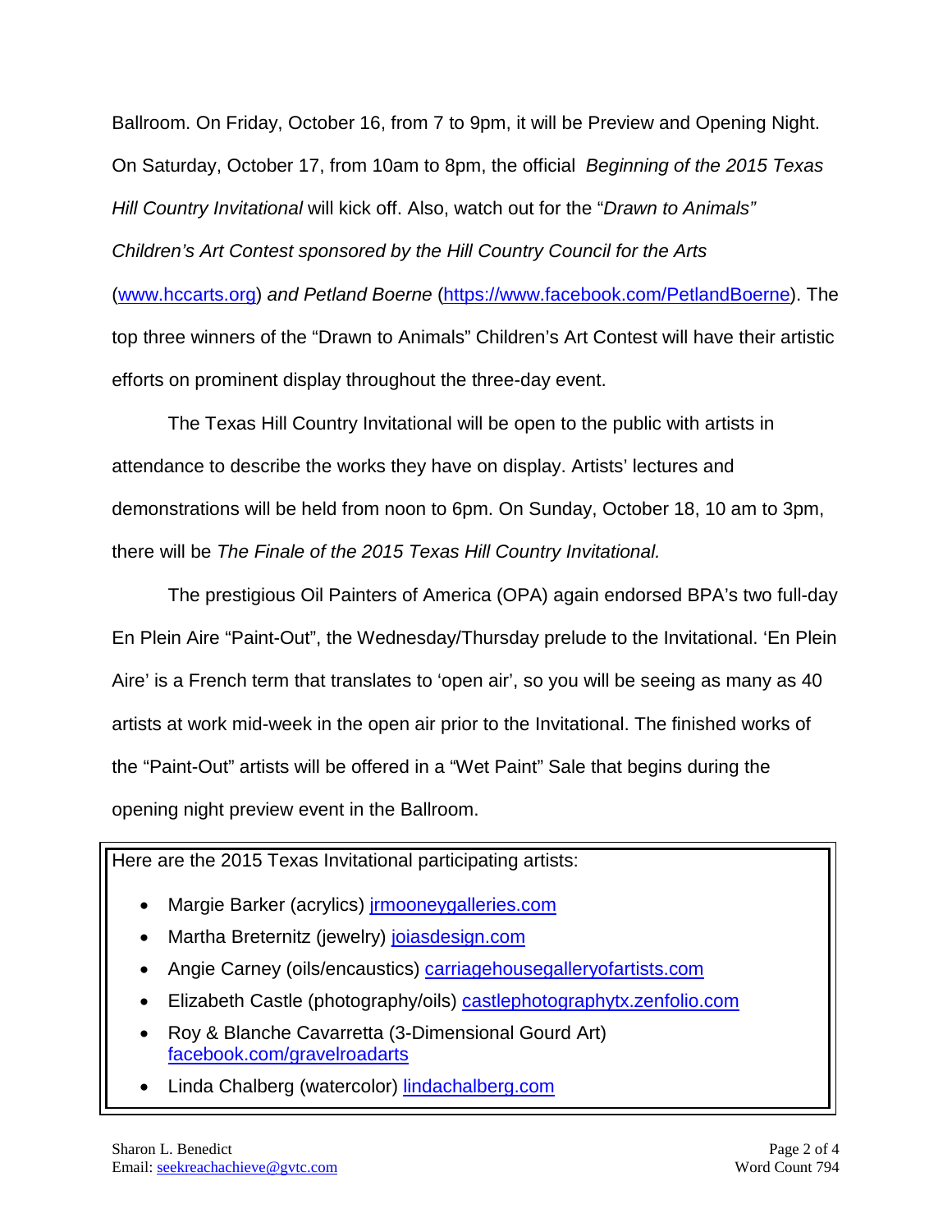Ballroom. On Friday, October 16, from 7 to 9pm, it will be Preview and Opening Night. On Saturday, October 17, from 10am to 8pm, the official *Beginning of the 2015 Texas Hill Country Invitational* will kick off. Also, watch out for the "*Drawn to Animals" Children's Art Contest sponsored by the Hill Country Council for the Arts* (www.hccarts.org) *and Petland Boerne* (https://www.facebook.com/PetlandBoerne). The top three winners of the "Drawn to Animals" Children's Art Contest will have their artistic efforts on prominent display throughout the three-day event.

The Texas Hill Country Invitational will be open to the public with artists in attendance to describe the works they have on display. Artists' lectures and demonstrations will be held from noon to 6pm. On Sunday, October 18, 10 am to 3pm, there will be *The Finale of the 2015 Texas Hill Country Invitational.*

The prestigious Oil Painters of America (OPA) again endorsed BPA's two full-day En Plein Aire "Paint-Out", the Wednesday/Thursday prelude to the Invitational. 'En Plein Aire' is a French term that translates to 'open air', so you will be seeing as many as 40 artists at work mid-week in the open air prior to the Invitational. The finished works of the "Paint-Out" artists will be offered in a "Wet Paint" Sale that begins during the opening night preview event in the Ballroom.

Here are the 2015 Texas Invitational participating artists:

- Margie Barker (acrylics) jrmooneygalleries.com
- Martha Breternitz (jewelry) joiasdesign.com
- Angie Carney (oils/encaustics) carriagehousegalleryofartists.com
- Elizabeth Castle (photography/oils) castlephotographytx.zenfolio.com
- Roy & Blanche Cavarretta (3-Dimensional Gourd Art) facebook.com/gravelroadarts
- Linda Chalberg (watercolor) lindachalberg.com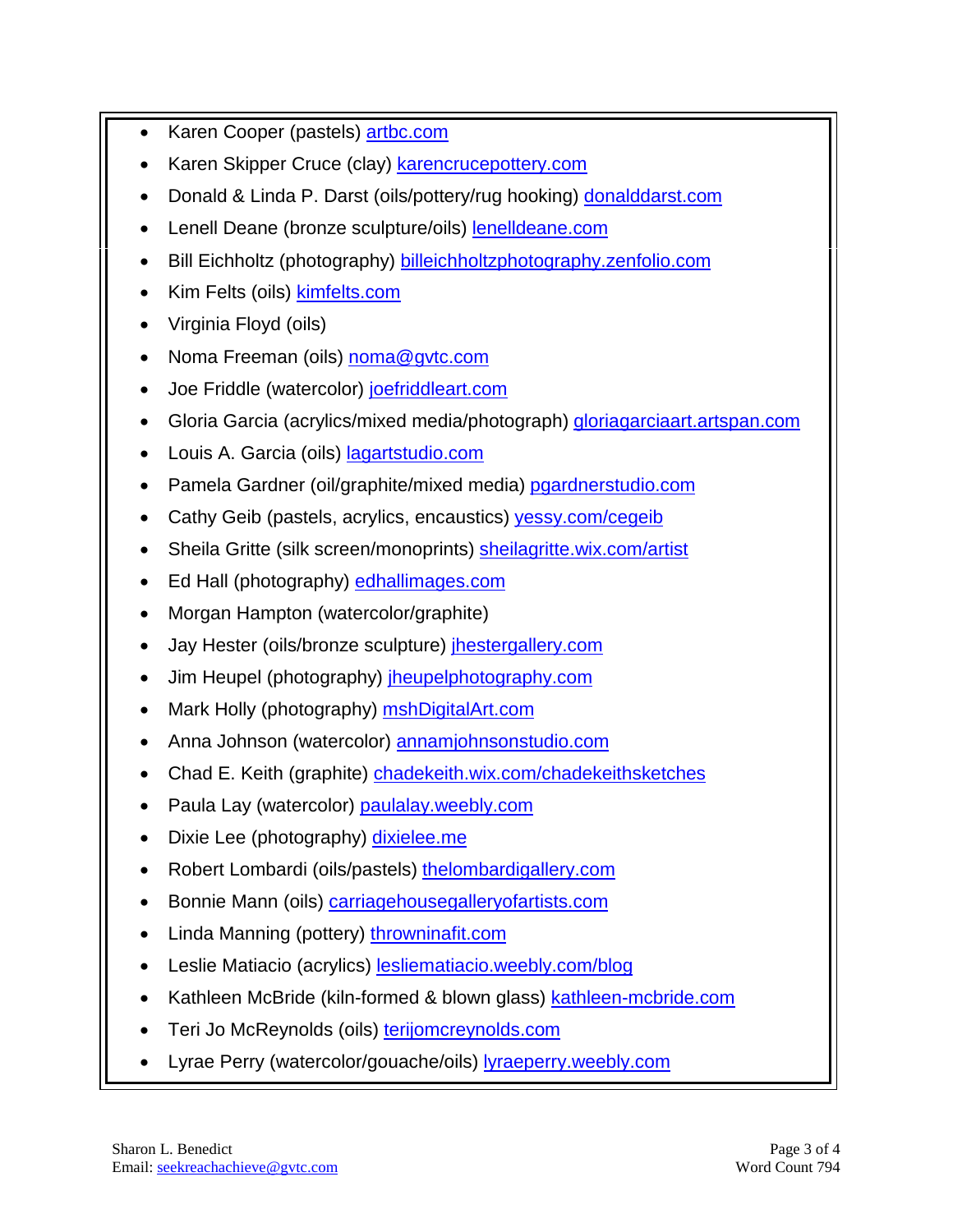- Karen Cooper (pastels) artbc.com
- Karen Skipper Cruce (clay) karencrucepottery.com
- Donald & Linda P. Darst (oils/pottery/rug hooking) donalddarst.com
- Lenell Deane (bronze sculpture/oils) lenelldeane.com
- Bill Eichholtz (photography) billeichholtzphotography.zenfolio.com
- Kim Felts (oils) kimfelts.com
- Virginia Floyd (oils)
- Noma Freeman (oils) noma@gvtc.com
- Joe Friddle (watercolor) joefriddleart.com
- Gloria Garcia (acrylics/mixed media/photograph) gloriagarciaart.artspan.com
- Louis A. Garcia (oils) lagartstudio.com
- Pamela Gardner (oil/graphite/mixed media) pgardnerstudio.com
- Cathy Geib (pastels, acrylics, encaustics) yessy.com/cegeib
- Sheila Gritte (silk screen/monoprints) sheilagritte.wix.com/artist
- Ed Hall (photography) edhallimages.com
- Morgan Hampton (watercolor/graphite)
- Jay Hester (oils/bronze sculpture) jhestergallery.com
- Jim Heupel (photography) jheupelphotography.com
- Mark Holly (photography) mshDigitalArt.com
- Anna Johnson (watercolor) annamjohnsonstudio.com
- Chad E. Keith (graphite) chadekeith.wix.com/chadekeithsketches
- Paula Lay (watercolor) paulalay.weebly.com
- Dixie Lee (photography) dixielee.me
- Robert Lombardi (oils/pastels) thelombardigallery.com
- Bonnie Mann (oils) carriagehousegalleryofartists.com
- Linda Manning (pottery) throwninafit.com
- Leslie Matiacio (acrylics) lesliematiacio.weebly.com/blog
- Kathleen McBride (kiln-formed & blown glass) kathleen-mcbride.com
- Teri Jo McReynolds (oils) terijomcreynolds.com
- Lyrae Perry (watercolor/gouache/oils) lyraeperry.weebly.com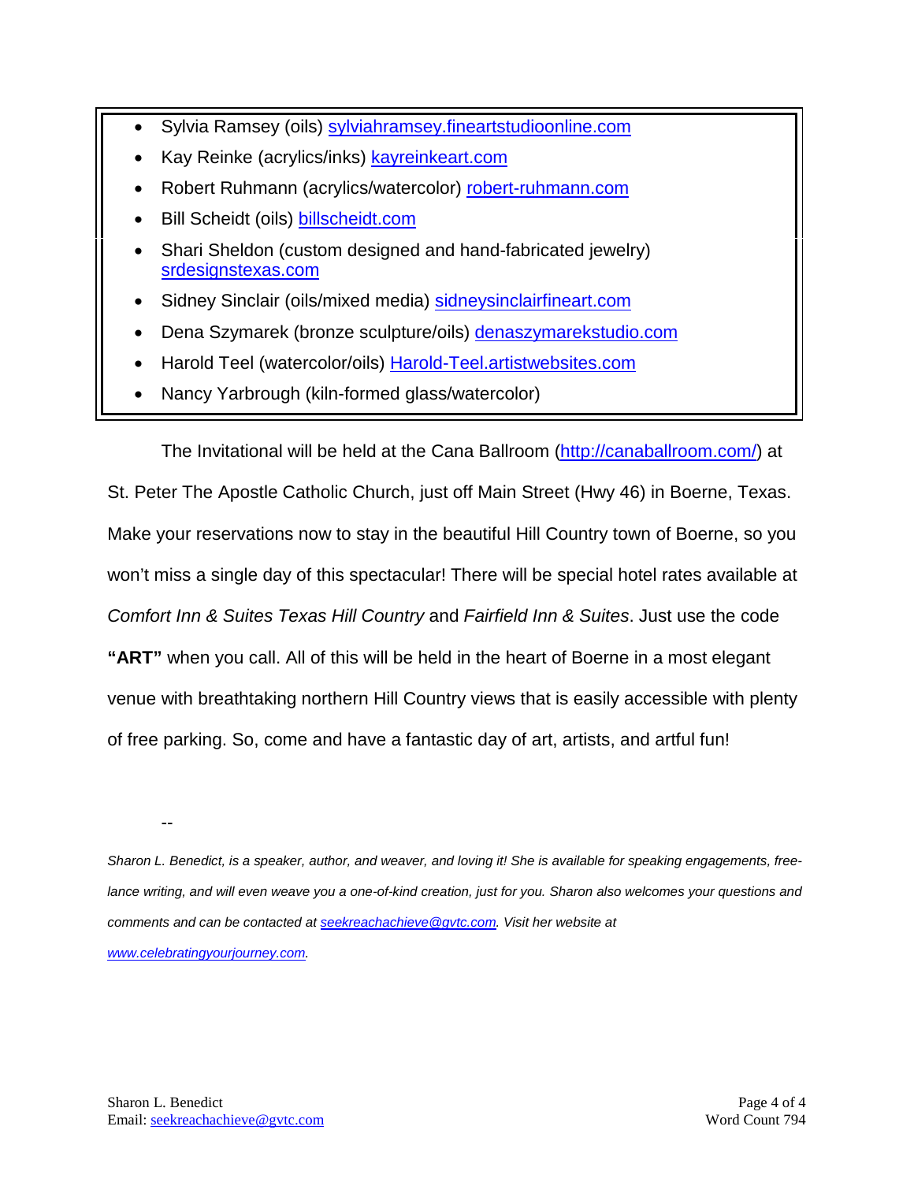- Sylvia Ramsey (oils) sylviahramsey.fineartstudioonline.com
- Kay Reinke (acrylics/inks) kayreinkeart.com
- Robert Ruhmann (acrylics/watercolor) robert-ruhmann.com
- Bill Scheidt (oils) billscheidt.com
- Shari Sheldon (custom designed and hand-fabricated jewelry) srdesignstexas.com
- Sidney Sinclair (oils/mixed media) sidneysinclairfineart.com
- Dena Szymarek (bronze sculpture/oils) denaszymarekstudio.com
- Harold Teel (watercolor/oils) Harold-Teel.artistwebsites.com
- Nancy Yarbrough (kiln-formed glass/watercolor)

The Invitational will be held at the Cana Ballroom (http://canaballroom.com/) at St. Peter The Apostle Catholic Church, just off Main Street (Hwy 46) in Boerne, Texas. Make your reservations now to stay in the beautiful Hill Country town of Boerne, so you won't miss a single day of this spectacular! There will be special hotel rates available at *Comfort Inn & Suites Texas Hill Country* and *Fairfield Inn & Suites*. Just use the code **"ART"** when you call. All of this will be held in the heart of Boerne in a most elegant venue with breathtaking northern Hill Country views that is easily accessible with plenty of free parking. So, come and have a fantastic day of art, artists, and artful fun!

--

*Sharon L. Benedict, is a speaker, author, and weaver, and loving it! She is available for speaking engagements, free-lance writing, and will even weave you a one-of-kind creation, just for you. Sharon also welcomes your questions and comments and can be contacted at seekreachachieve@gvtc.com. Visit her website at www.celebratingyourjourney.com.*

Sharon L. Benedict
Email: seekreachachieve@gvtc.com

Word Count 794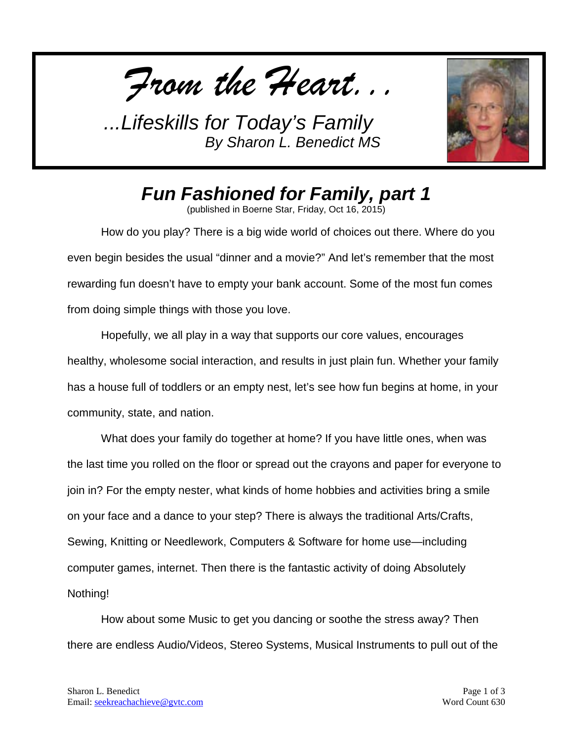*From the Heart...*

*...Lifeskills for Today's Family*
*By Sharon L. Benedict MS*

# *Fun Fashioned for Family, part 1*

(published in Boerne Star, Friday, Oct 16, 2015)

How do you play? There is a big wide world of choices out there. Where do you even begin besides the usual "dinner and a movie?" And let's remember that the most rewarding fun doesn't have to empty your bank account. Some of the most fun comes from doing simple things with those you love.

Hopefully, we all play in a way that supports our core values, encourages healthy, wholesome social interaction, and results in just plain fun. Whether your family has a house full of toddlers or an empty nest, let's see how fun begins at home, in your community, state, and nation.

What does your family do together at home? If you have little ones, when was the last time you rolled on the floor or spread out the crayons and paper for everyone to join in? For the empty nester, what kinds of home hobbies and activities bring a smile on your face and a dance to your step? There is always the traditional Arts/Crafts, Sewing, Knitting or Needlework, Computers & Software for home use—including computer games, internet. Then there is the fantastic activity of doing Absolutely Nothing!

How about some Music to get you dancing or soothe the stress away? Then there are endless Audio/Videos, Stereo Systems, Musical Instruments to pull out of the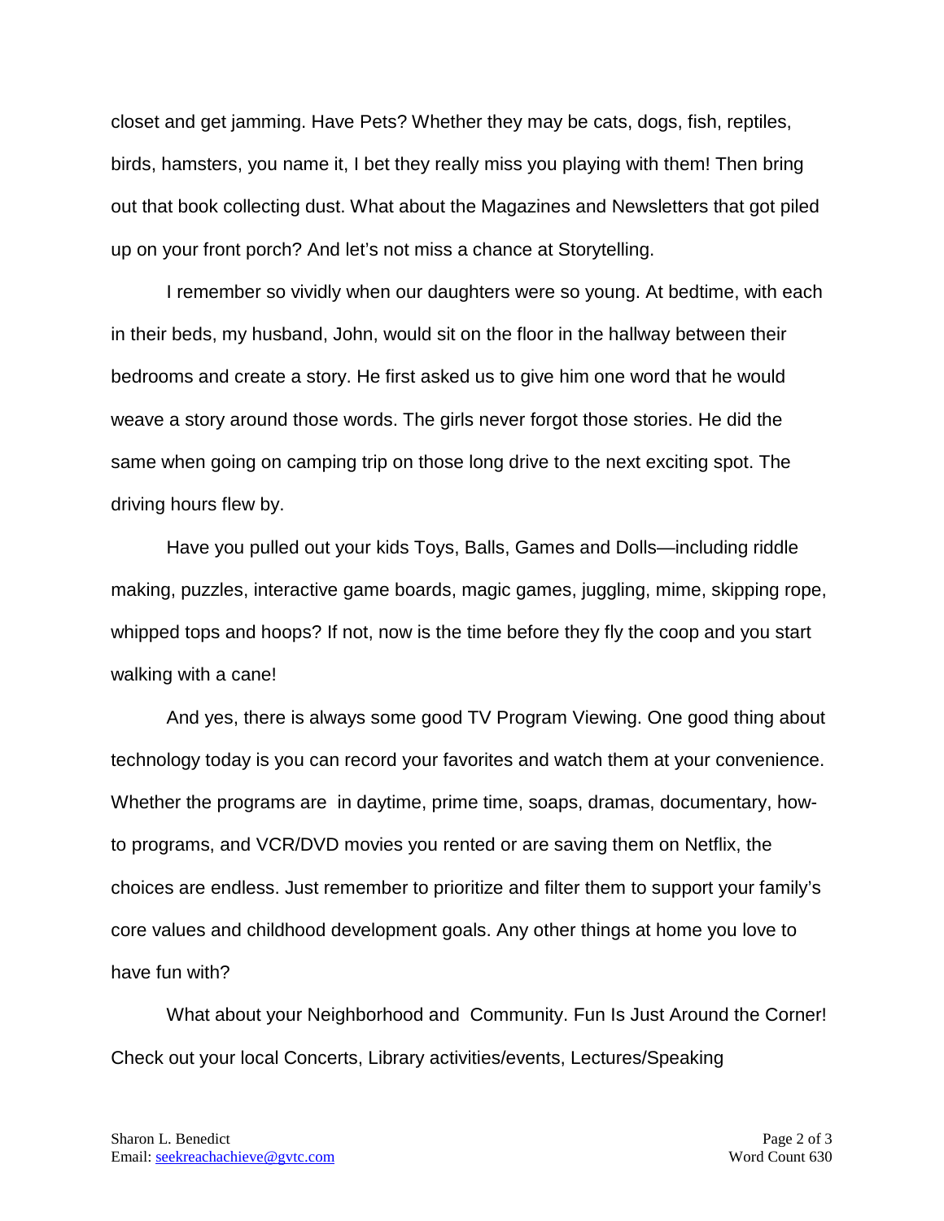closet and get jamming. Have Pets? Whether they may be cats, dogs, fish, reptiles, birds, hamsters, you name it, I bet they really miss you playing with them! Then bring out that book collecting dust. What about the Magazines and Newsletters that got piled up on your front porch? And let's not miss a chance at Storytelling.

I remember so vividly when our daughters were so young. At bedtime, with each in their beds, my husband, John, would sit on the floor in the hallway between their bedrooms and create a story. He first asked us to give him one word that he would weave a story around those words. The girls never forgot those stories. He did the same when going on camping trip on those long drive to the next exciting spot. The driving hours flew by.

Have you pulled out your kids Toys, Balls, Games and Dolls—including riddle making, puzzles, interactive game boards, magic games, juggling, mime, skipping rope, whipped tops and hoops? If not, now is the time before they fly the coop and you start walking with a cane!

And yes, there is always some good TV Program Viewing. One good thing about technology today is you can record your favorites and watch them at your convenience. Whether the programs are in daytime, prime time, soaps, dramas, documentary, how-to programs, and VCR/DVD movies you rented or are saving them on Netflix, the choices are endless. Just remember to prioritize and filter them to support your family's core values and childhood development goals. Any other things at home you love to have fun with?

What about your Neighborhood and Community. Fun Is Just Around the Corner! Check out your local Concerts, Library activities/events, Lectures/Speaking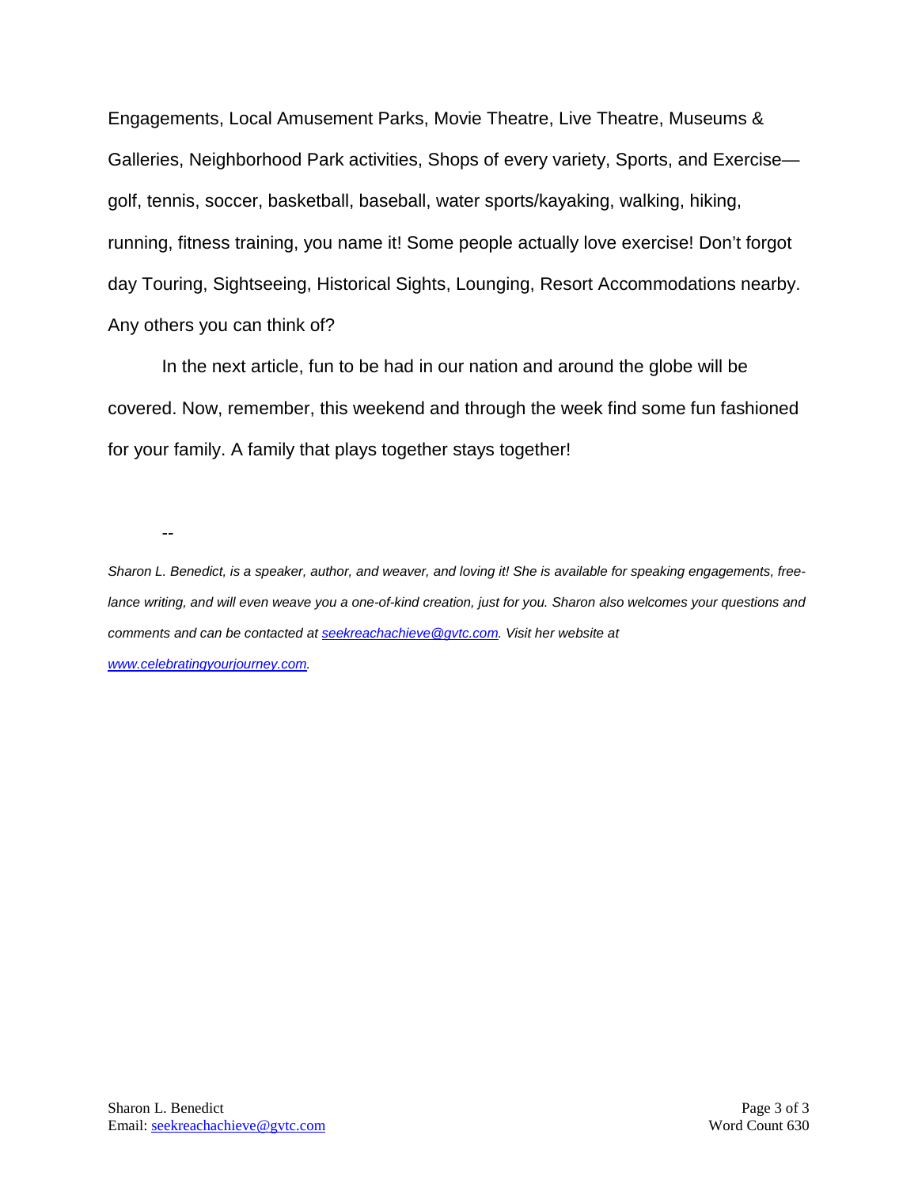Engagements, Local Amusement Parks, Movie Theatre, Live Theatre, Museums & Galleries, Neighborhood Park activities, Shops of every variety, Sports, and Exercise—golf, tennis, soccer, basketball, baseball, water sports/kayaking, walking, hiking, running, fitness training, you name it! Some people actually love exercise! Don't forgot day Touring, Sightseeing, Historical Sights, Lounging, Resort Accommodations nearby. Any others you can think of?

In the next article, fun to be had in our nation and around the globe will be covered. Now, remember, this weekend and through the week find some fun fashioned for your family. A family that plays together stays together!

--

*Sharon L. Benedict, is a speaker, author, and weaver, and loving it! She is available for speaking engagements, free-lance writing, and will even weave you a one-of-kind creation, just for you. Sharon also welcomes your questions and comments and can be contacted at [seekreachachieve@gvtc.com](mailto:seekreachachieve@gvtc.com). Visit her website at [www.celebratingyourjourney.com](http://www.celebratingyourjourney.com).*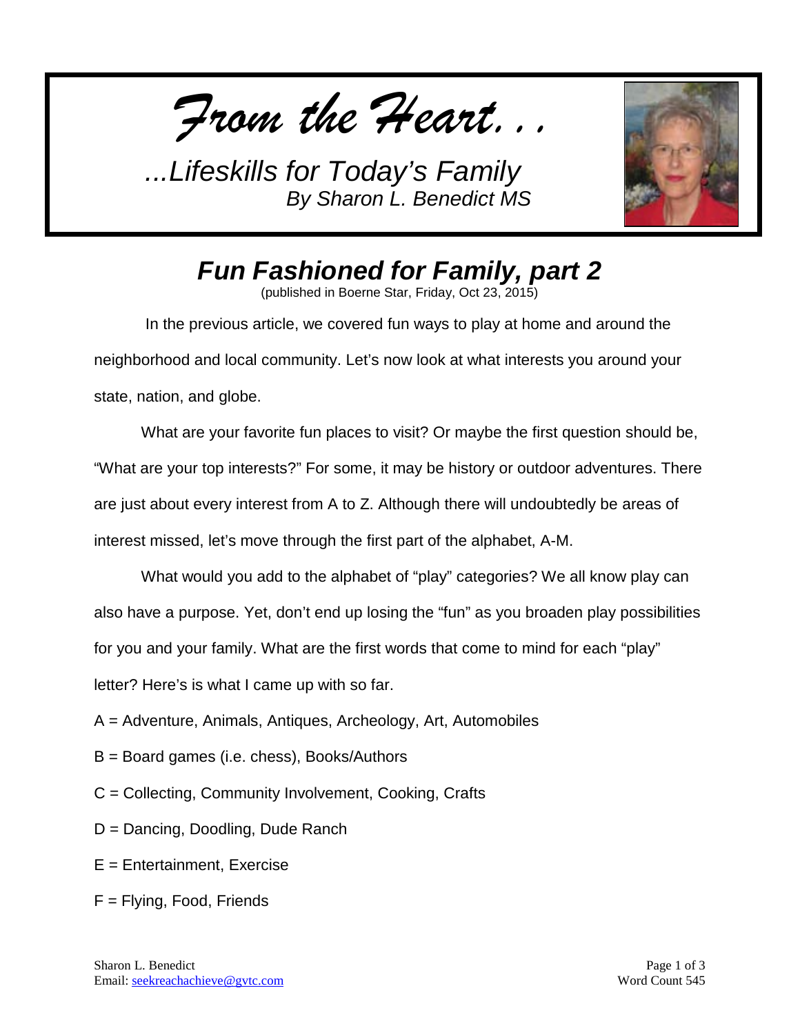*From the Heart...*

*...Lifeskills for Today's Family*
*By Sharon L. Benedict MS*

# *Fun Fashioned for Family, part 2*

(published in Boerne Star, Friday, Oct 23, 2015)

In the previous article, we covered fun ways to play at home and around the neighborhood and local community. Let's now look at what interests you around your state, nation, and globe.

What are your favorite fun places to visit? Or maybe the first question should be, "What are your top interests?" For some, it may be history or outdoor adventures. There are just about every interest from A to Z. Although there will undoubtedly be areas of interest missed, let's move through the first part of the alphabet, A-M.

What would you add to the alphabet of "play" categories? We all know play can also have a purpose. Yet, don't end up losing the "fun" as you broaden play possibilities for you and your family. What are the first words that come to mind for each "play" letter? Here's is what I came up with so far.

A = Adventure, Animals, Antiques, Archeology, Art, Automobiles

B = Board games (i.e. chess), Books/Authors

C = Collecting, Community Involvement, Cooking, Crafts

D = Dancing, Doodling, Dude Ranch

E = Entertainment, Exercise

F = Flying, Food, Friends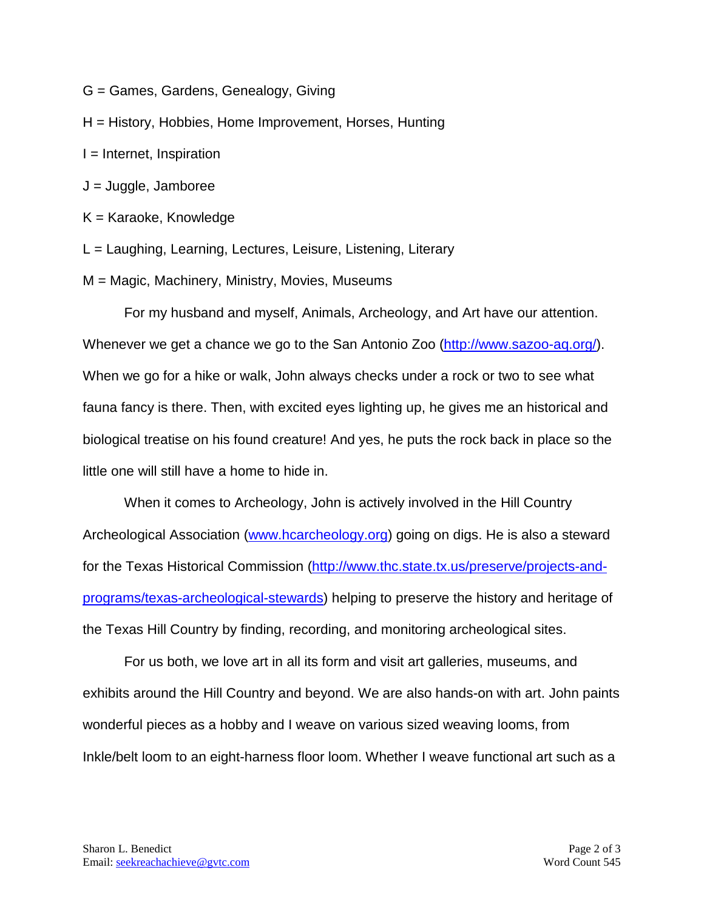G = Games, Gardens, Genealogy, Giving

H = History, Hobbies, Home Improvement, Horses, Hunting

I = Internet, Inspiration

J = Juggle, Jamboree

K = Karaoke, Knowledge

L = Laughing, Learning, Lectures, Leisure, Listening, Literary

M = Magic, Machinery, Ministry, Movies, Museums

For my husband and myself, Animals, Archeology, and Art have our attention. Whenever we get a chance we go to the San Antonio Zoo (http://www.sazoo-aq.org/). When we go for a hike or walk, John always checks under a rock or two to see what fauna fancy is there. Then, with excited eyes lighting up, he gives me an historical and biological treatise on his found creature! And yes, he puts the rock back in place so the little one will still have a home to hide in.

When it comes to Archeology, John is actively involved in the Hill Country Archeological Association (www.hcarcheology.org) going on digs. He is also a steward for the Texas Historical Commission (http://www.thc.state.tx.us/preserve/projects-and-programs/texas-archeological-stewards) helping to preserve the history and heritage of the Texas Hill Country by finding, recording, and monitoring archeological sites.

For us both, we love art in all its form and visit art galleries, museums, and exhibits around the Hill Country and beyond. We are also hands-on with art. John paints wonderful pieces as a hobby and I weave on various sized weaving looms, from Inkle/belt loom to an eight-harness floor loom. Whether I weave functional art such as a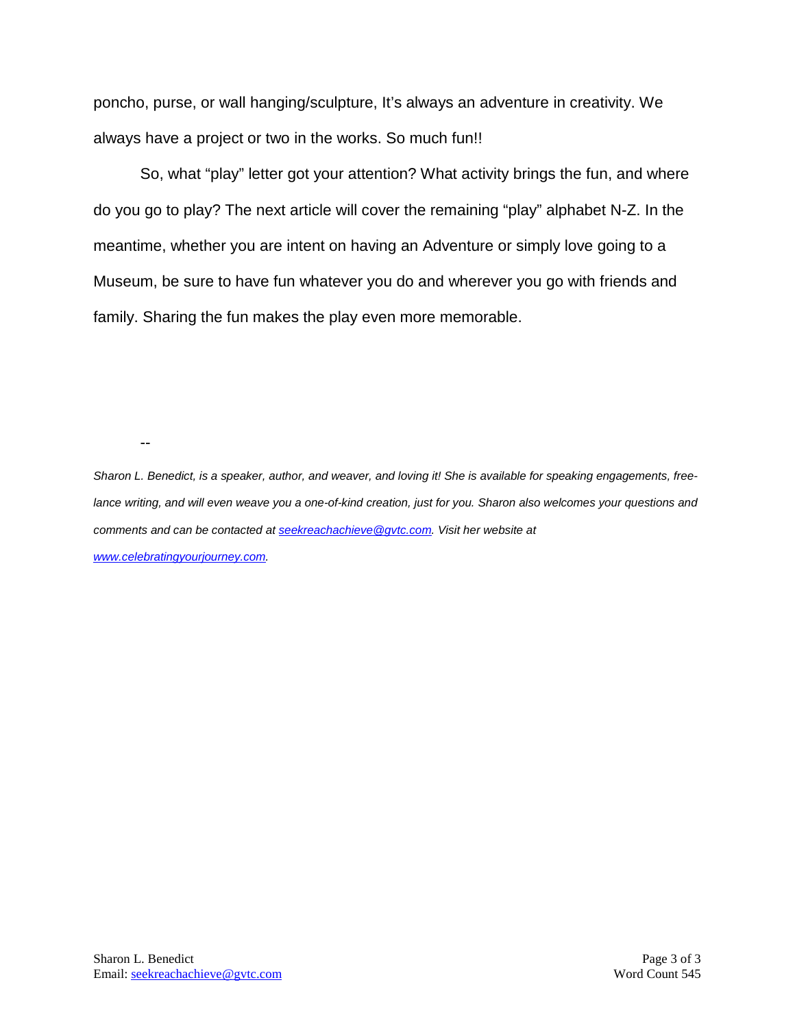poncho, purse, or wall hanging/sculpture, It's always an adventure in creativity. We always have a project or two in the works. So much fun!!

So, what "play" letter got your attention? What activity brings the fun, and where do you go to play? The next article will cover the remaining "play" alphabet N-Z. In the meantime, whether you are intent on having an Adventure or simply love going to a Museum, be sure to have fun whatever you do and wherever you go with friends and family. Sharing the fun makes the play even more memorable.

--

*Sharon L. Benedict, is a speaker, author, and weaver, and loving it! She is available for speaking engagements, free-lance writing, and will even weave you a one-of-kind creation, just for you. Sharon also welcomes your questions and comments and can be contacted at seekreachachieve@gvtc.com. Visit her website at www.celebratingyourjourney.com.*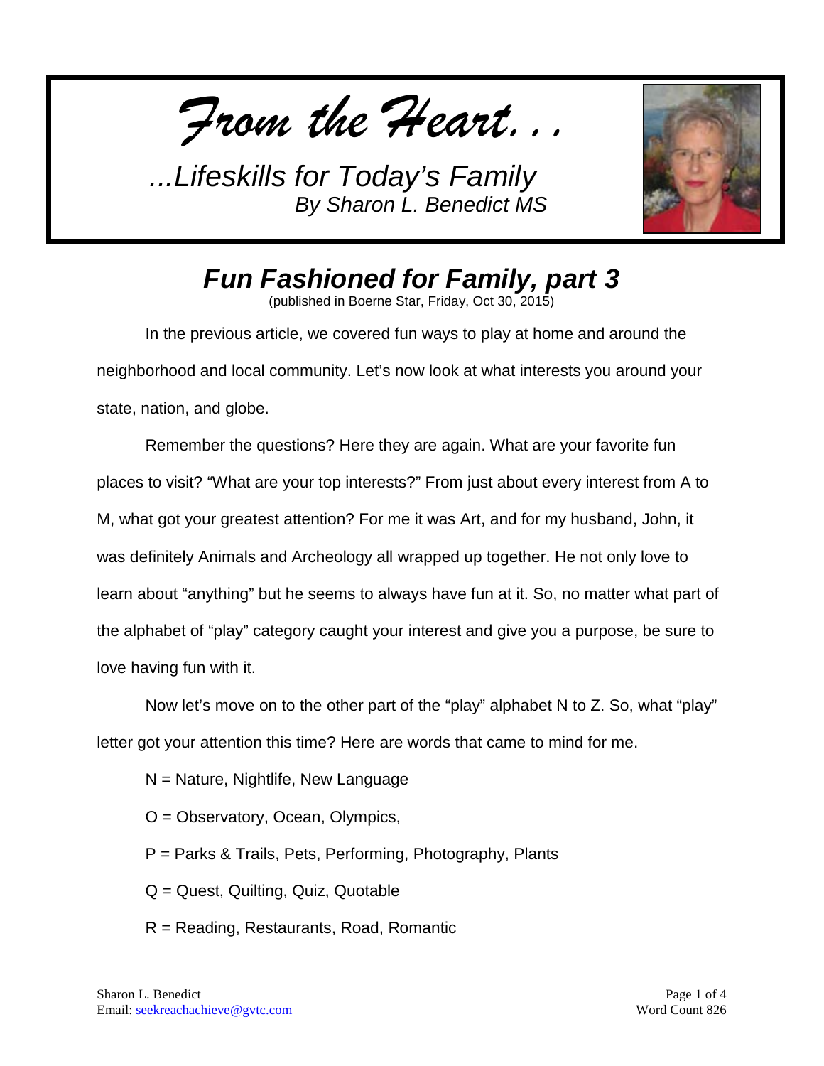*From the Heart...*

*...Lifeskills for Today's Family*
*By Sharon L. Benedict MS*

# *Fun Fashioned for Family, part 3*

(published in Boerne Star, Friday, Oct 30, 2015)

In the previous article, we covered fun ways to play at home and around the neighborhood and local community. Let's now look at what interests you around your state, nation, and globe.

Remember the questions? Here they are again. What are your favorite fun places to visit? "What are your top interests?" From just about every interest from A to M, what got your greatest attention? For me it was Art, and for my husband, John, it was definitely Animals and Archeology all wrapped up together. He not only love to learn about "anything" but he seems to always have fun at it. So, no matter what part of the alphabet of "play" category caught your interest and give you a purpose, be sure to love having fun with it.

Now let's move on to the other part of the "play" alphabet N to Z. So, what "play" letter got your attention this time? Here are words that came to mind for me.

N = Nature, Nightlife, New Language

O = Observatory, Ocean, Olympics,

P = Parks & Trails, Pets, Performing, Photography, Plants

Q = Quest, Quilting, Quiz, Quotable

R = Reading, Restaurants, Road, Romantic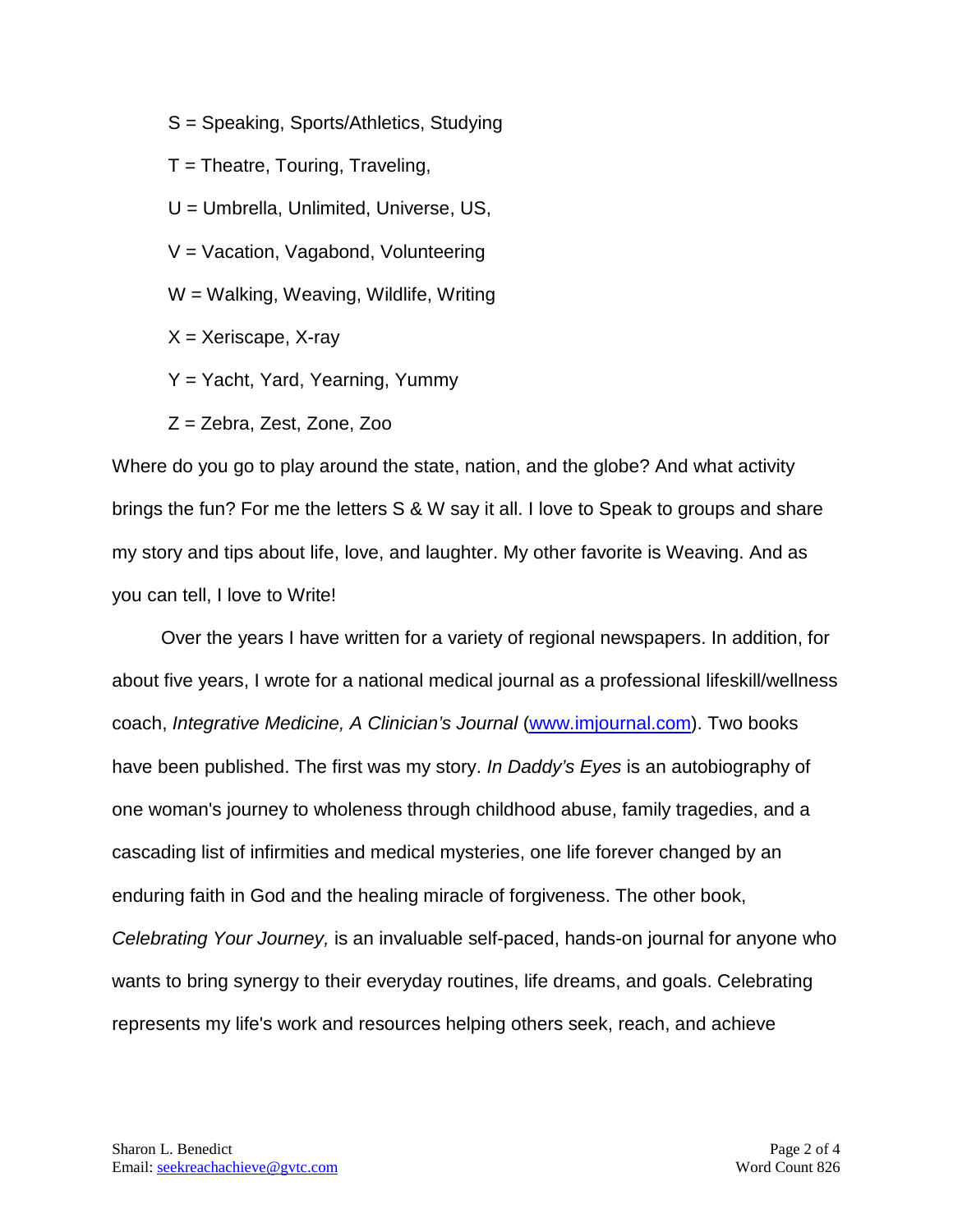S = Speaking, Sports/Athletics, Studying

T = Theatre, Touring, Traveling,

U = Umbrella, Unlimited, Universe, US,

V = Vacation, Vagabond, Volunteering

W = Walking, Weaving, Wildlife, Writing

X = Xeriscape, X-ray

Y = Yacht, Yard, Yearning, Yummy

Z = Zebra, Zest, Zone, Zoo

Where do you go to play around the state, nation, and the globe? And what activity brings the fun? For me the letters S & W say it all. I love to Speak to groups and share my story and tips about life, love, and laughter. My other favorite is Weaving. And as you can tell, I love to Write!

Over the years I have written for a variety of regional newspapers. In addition, for about five years, I wrote for a national medical journal as a professional lifeskill/wellness coach, *Integrative Medicine, A Clinician's Journal* ([www.imjournal.com](http://www.imjournal.com)). Two books have been published. The first was my story. *In Daddy's Eyes* is an autobiography of one woman's journey to wholeness through childhood abuse, family tragedies, and a cascading list of infirmities and medical mysteries, one life forever changed by an enduring faith in God and the healing miracle of forgiveness. The other book, *Celebrating Your Journey,* is an invaluable self-paced, hands-on journal for anyone who wants to bring synergy to their everyday routines, life dreams, and goals. Celebrating represents my life's work and resources helping others seek, reach, and achieve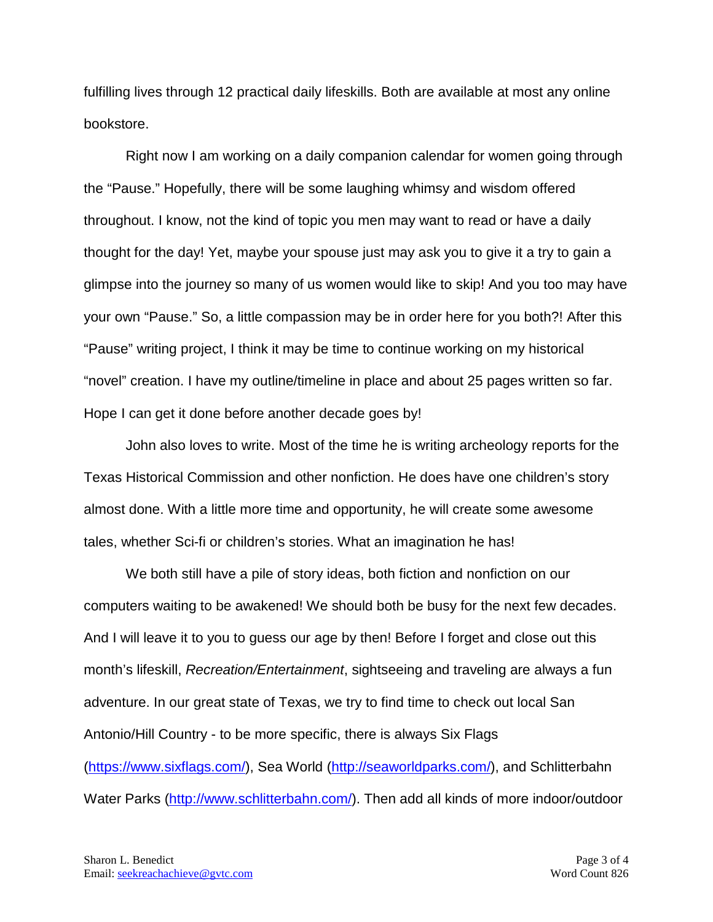fulfilling lives through 12 practical daily lifeskills. Both are available at most any online bookstore.

Right now I am working on a daily companion calendar for women going through the "Pause." Hopefully, there will be some laughing whimsy and wisdom offered throughout. I know, not the kind of topic you men may want to read or have a daily thought for the day! Yet, maybe your spouse just may ask you to give it a try to gain a glimpse into the journey so many of us women would like to skip! And you too may have your own "Pause." So, a little compassion may be in order here for you both?! After this "Pause" writing project, I think it may be time to continue working on my historical "novel" creation. I have my outline/timeline in place and about 25 pages written so far. Hope I can get it done before another decade goes by!

John also loves to write. Most of the time he is writing archeology reports for the Texas Historical Commission and other nonfiction. He does have one children's story almost done. With a little more time and opportunity, he will create some awesome tales, whether Sci-fi or children's stories. What an imagination he has!

We both still have a pile of story ideas, both fiction and nonfiction on our computers waiting to be awakened! We should both be busy for the next few decades. And I will leave it to you to guess our age by then! Before I forget and close out this month's lifeskill, *Recreation/Entertainment*, sightseeing and traveling are always a fun adventure. In our great state of Texas, we try to find time to check out local San Antonio/Hill Country - to be more specific, there is always Six Flags (https://www.sixflags.com/), Sea World (http://seaworldparks.com/), and Schlitterbahn Water Parks (http://www.schlitterbahn.com/). Then add all kinds of more indoor/outdoor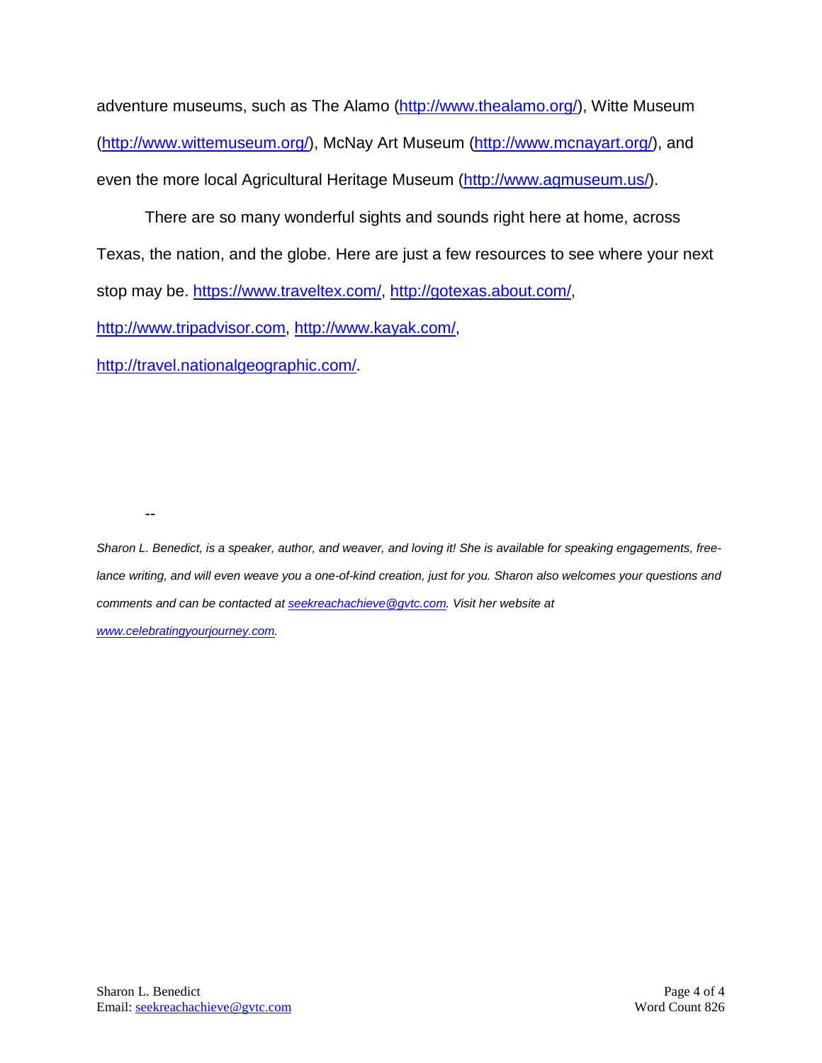adventure museums, such as The Alamo (http://www.thealamo.org/), Witte Museum (http://www.wittemuseum.org/), McNay Art Museum (http://www.mcnayart.org/), and even the more local Agricultural Heritage Museum (http://www.agmuseum.us/).

There are so many wonderful sights and sounds right here at home, across Texas, the nation, and the globe. Here are just a few resources to see where your next stop may be. https://www.traveltex.com/, http://gotexas.about.com/, http://www.tripadvisor.com, http://www.kayak.com/, http://travel.nationalgeographic.com/.

--

*Sharon L. Benedict, is a speaker, author, and weaver, and loving it! She is available for speaking engagements, free-lance writing, and will even weave you a one-of-kind creation, just for you. Sharon also welcomes your questions and comments and can be contacted at seekreachachieve@gvtc.com. Visit her website at www.celebratingyourjourney.com.*